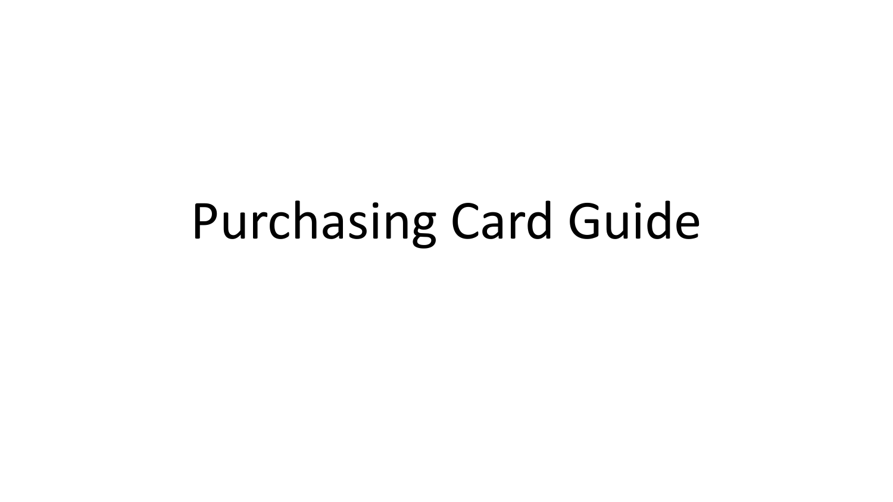# Purchasing Card Guide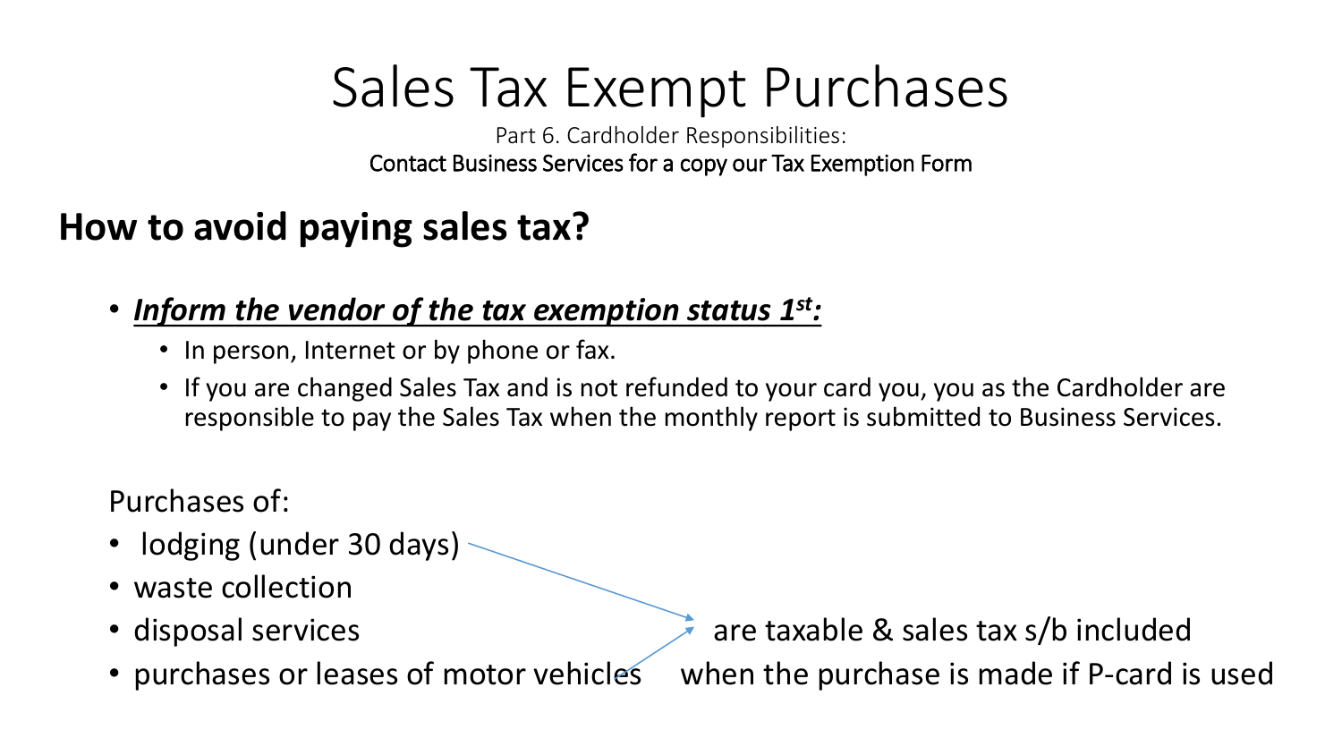# Sales Tax Exempt Purchases

Part 6. Cardholder Responsibilities:

Contact Business Services for a copy our Tax Exemption Form

## How to avoid paying sales tax?

- ***<u>Inform the vendor of the tax exemption status 1st:</u>***
  - In person, Internet or by phone or fax.
  - If you are changed Sales Tax and is not refunded to your card you, you as the Cardholder are responsible to pay the Sales Tax when the monthly report is submitted to Business Services.

Purchases of:

- lodging (under 30 days)
- waste collection
- disposal services
- purchases or leases of motor vehicles

are taxable & sales tax s/b included when the purchase is made if P-card is used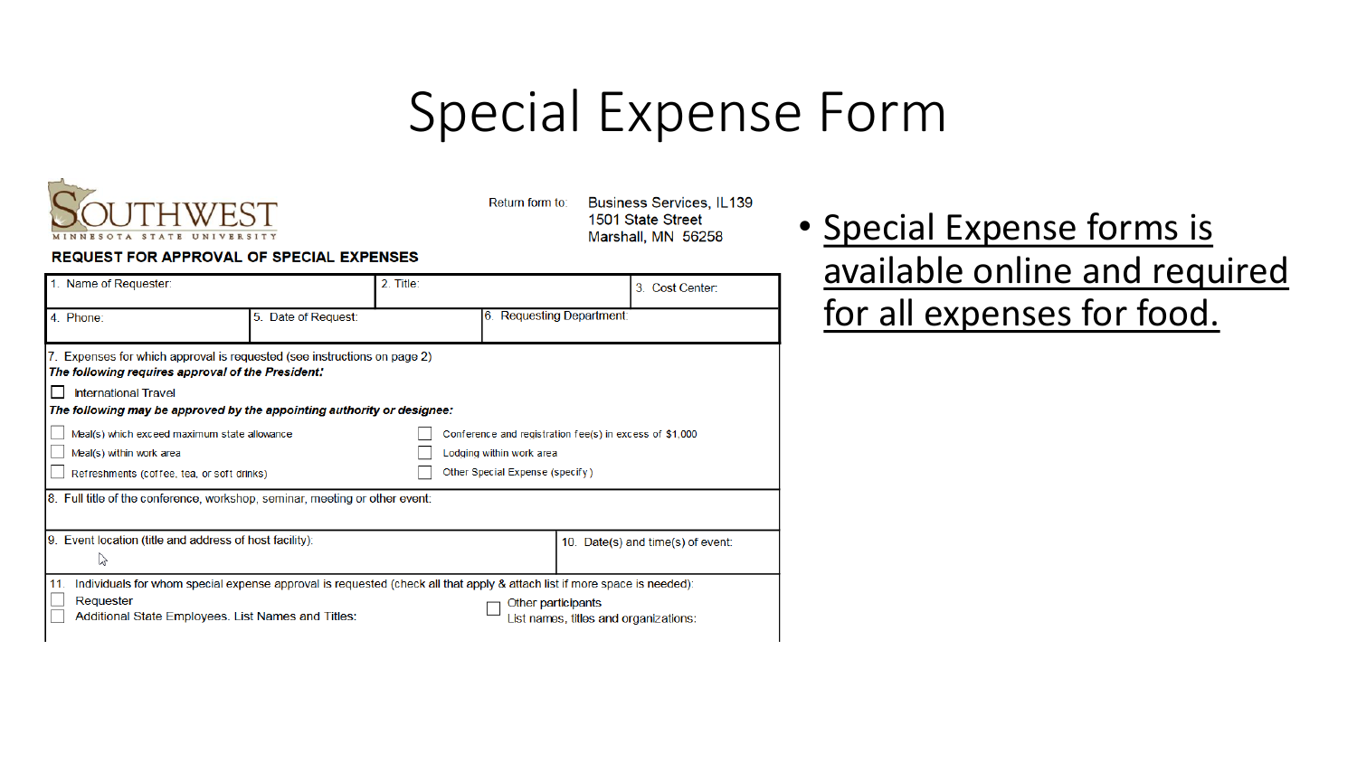# Special Expense Form

**SOUTHWEST MINNESOTA STATE UNIVERSITY**

Return form to: Business Services, IL139
1501 State Street
Marshall, MN 56258

**REQUEST FOR APPROVAL OF SPECIAL EXPENSES**

| 1. Name of Requester: | 2. Title: | 3. Cost Center: |
| --- | --- | --- |
| 4. Phone: | 5. Date of Request: | 6. Requesting Department: |

7. Expenses for which approval is requested (see instructions on page 2)

***The following requires approval of the President:***

- [ ] International Travel

***The following may be approved by the appointing authority or designee:***

- [ ] Meal(s) which exceed maximum state allowance
- [ ] Meal(s) within work area
- [ ] Refreshments (coffee, tea, or soft drinks)
- [ ] Conference and registration fee(s) in excess of $1,000
- [ ] Lodging within work area
- [ ] Other Special Expense (specify)

8. Full title of the conference, workshop, seminar, meeting or other event:

| 9. Event location (title and address of host facility): | 10. Date(s) and time(s) of event: |
| --- | --- |

11. Individuals for whom special expense approval is requested (check all that apply & attach list if more space is needed):

- [ ] Requester
- [ ] Additional State Employees. List Names and Titles:
- [ ] Other participants
  List names, titles and organizations:

- Special Expense forms is available online and required for all expenses for food.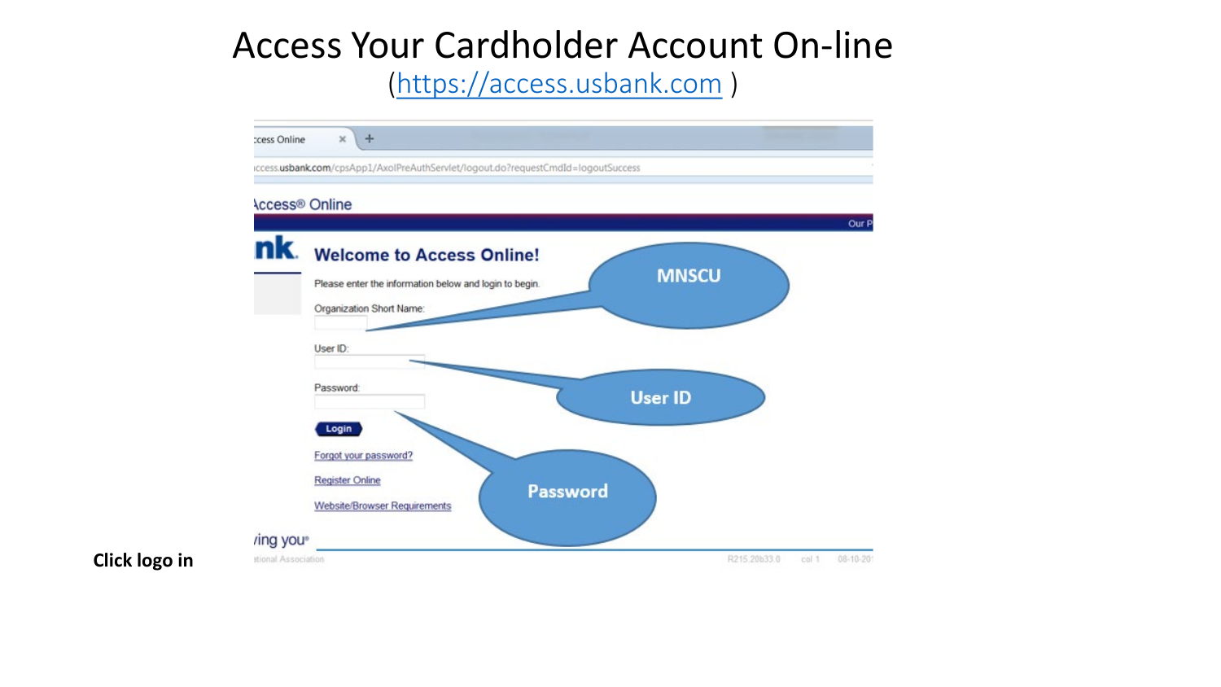# Access Your Cardholder Account On-line

(https://access.usbank.com )

Access® Online

Welcome to Access Online!

Please enter the information below and login to begin.

Organization Short Name:

User ID:

Password:

Login

Forgot your password?

Register Online

Website/Browser Requirements

MNSCU

User ID

Password

**Click logo in**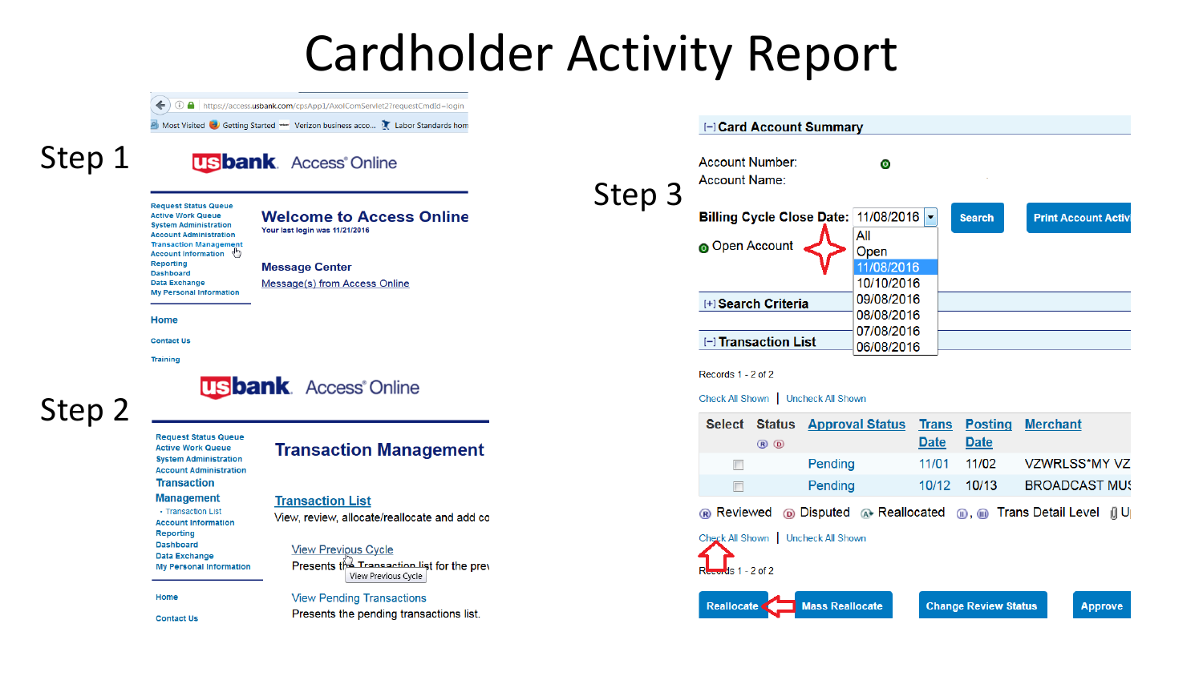# Cardholder Activity Report

## Step 1

https://access.usbank.com/cpsApp1/AxolComServlet2?requestCmdId=login

Most Visited | Getting Started | Verizon business acco... | Labor Standards hom

usbank. Access® Online

- Request Status Queue
- Active Work Queue
- System Administration
- Account Administration
- Transaction Management
- Account Information
- Reporting
- Dashboard
- Data Exchange
- My Personal Information

Home

Contact Us

Training

**Welcome to Access Online**

Your last login was 11/21/2016

**Message Center**

Message(s) from Access Online

## Step 2

usbank. Access® Online

- Request Status Queue
- Active Work Queue
- System Administration
- Account Administration
- Transaction Management
  - Transaction List
- Account Information
- Reporting
- Dashboard
- Data Exchange
- My Personal Information

Home

Contact Us

**Transaction Management**

Transaction List

View, review, allocate/reallocate and add co

View Previous Cycle

Presents the Transaction list for the prev

View Previous Cycle

View Pending Transactions

Presents the pending transactions list.

## Step 3

[–] **Card Account Summary**

Account Number:

Account Name:

**Billing Cycle Close Date:** 11/08/2016

- All
- Open
- 11/08/2016
- 10/10/2016
- 09/08/2016
- 08/08/2016
- 07/08/2016
- 06/08/2016

Search | Print Account Activ

Open Account

[+] **Search Criteria**

[–] **Transaction List**

Records 1 - 2 of 2

Check All Shown | Uncheck All Shown

| Select | Status | Approval Status | Trans Date | Posting Date | Merchant |
|---|---|---|---|---|---|
| | | Pending | 11/01 | 11/02 | VZWRLSS*MY VZ |
| | | Pending | 10/12 | 10/13 | BROADCAST MUS |

Reviewed | Disputed | Reallocated | Trans Detail Level | U

Check All Shown | Uncheck All Shown

Records 1 - 2 of 2

Reallocate | Mass Reallocate | Change Review Status | Approve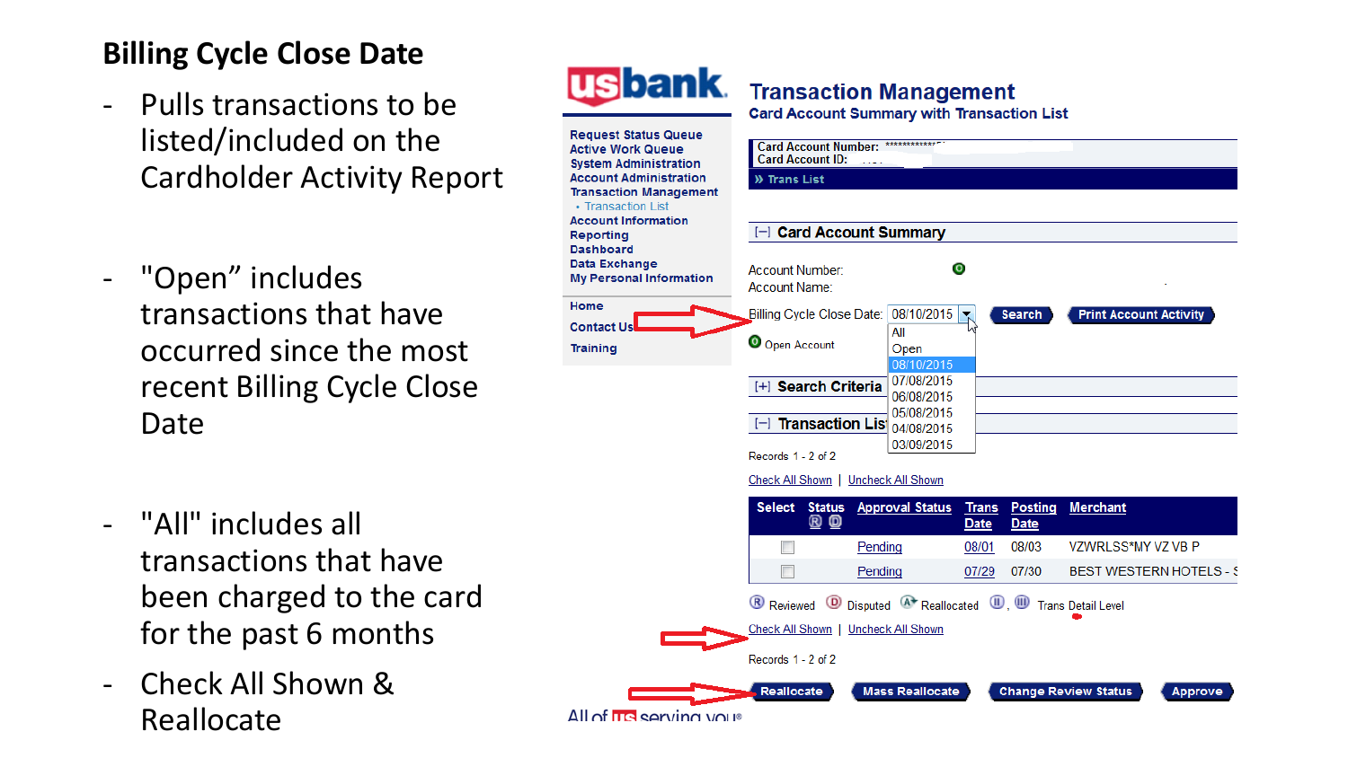## Billing Cycle Close Date

- Pulls transactions to be listed/included on the Cardholder Activity Report
- "Open" includes transactions that have occurred since the most recent Billing Cycle Close Date
- "All" includes all transactions that have been charged to the card for the past 6 months
- Check All Shown & Reallocate

usbank

Request Status Queue
Active Work Queue
System Administration
Account Administration
Transaction Management
- Transaction List
Account Information
Reporting
Dashboard
Data Exchange
My Personal Information

Home
Contact Us
Training

### Transaction Management

**Card Account Summary with Transaction List**

Card Account Number: ************
Card Account ID:

» Trans List

[–] Card Account Summary

Account Number:
Account Name:

Billing Cycle Close Date: 08/10/2015 | Search | Print Account Activity

- All
- Open
- 08/10/2015
- 07/08/2015
- 06/08/2015
- 05/08/2015
- 04/08/2015
- 03/09/2015

Open Account

[+] Search Criteria

[–] Transaction List

Records 1 - 2 of 2

Check All Shown | Uncheck All Shown

| Select | Status | Approval Status | Trans Date | Posting Date | Merchant |
|---|---|---|---|---|---|
| ☐ | | Pending | 08/01 | 08/03 | VZWRLSS*MY VZ VB P |
| ☐ | | Pending | 07/29 | 07/30 | BEST WESTERN HOTELS - S |

Reviewed | Disputed | Reallocated | , Trans Detail Level

Check All Shown | Uncheck All Shown

Records 1 - 2 of 2

Reallocate | Mass Reallocate | Change Review Status | Approve

All of us serving you®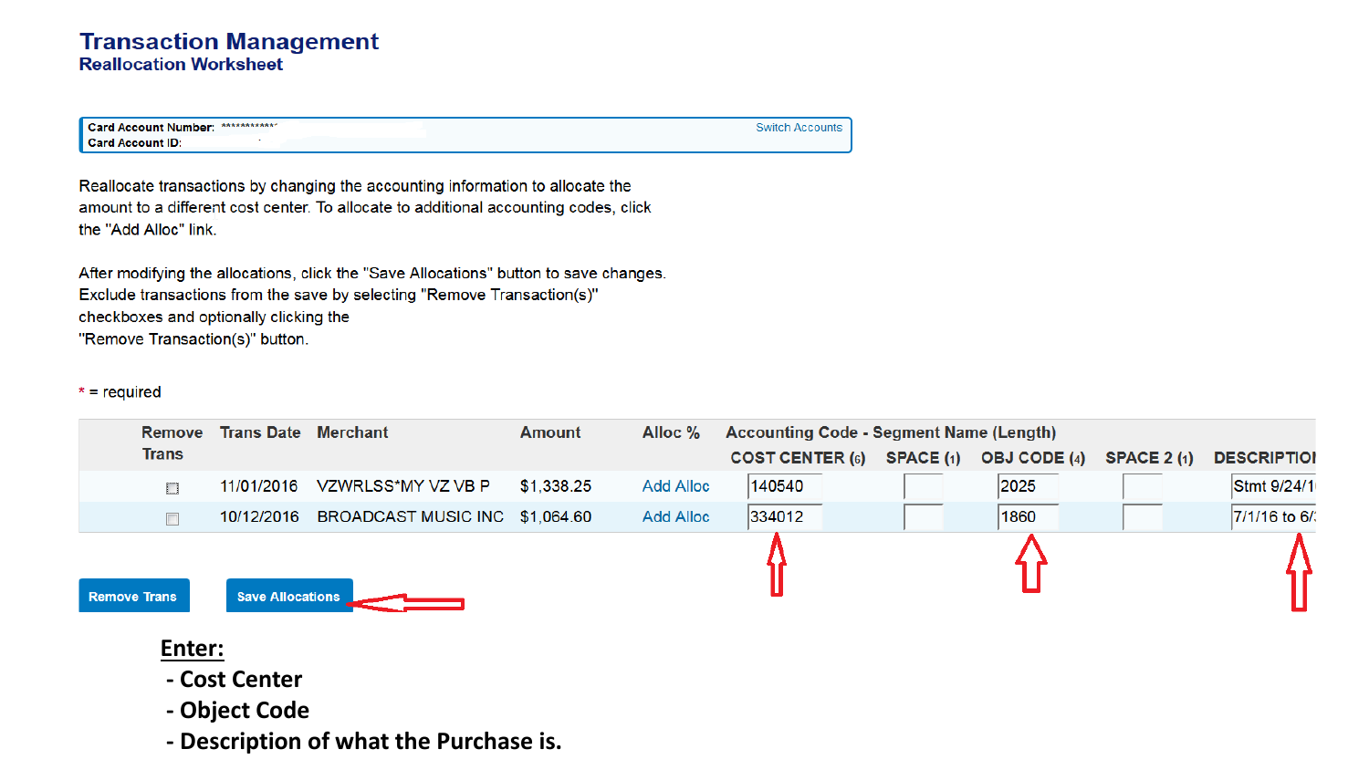# Transaction Management

## Reallocation Worksheet

**Card Account Number:** ***********
**Card Account ID:**

Switch Accounts

Reallocate transactions by changing the accounting information to allocate the amount to a different cost center. To allocate to additional accounting codes, click the "Add Alloc" link.

After modifying the allocations, click the "Save Allocations" button to save changes. Exclude transactions from the save by selecting "Remove Transaction(s)" checkboxes and optionally clicking the "Remove Transaction(s)" button.

* = required

| Remove Trans | Trans Date | Merchant | Amount | Alloc % | Accounting Code - Segment Name (Length) | | | | |
|---|---|---|---|---|---|---|---|---|---|
| | | | | | COST CENTER (6) | SPACE (1) | OBJ CODE (4) | SPACE 2 (1) | DESCRIPTIO |
| ☐ | 11/01/2016 | VZWRLSS*MY VZ VB P | $1,338.25 | Add Alloc | 140540 | | 2025 | | Stmt 9/24/1 |
| ☐ | 10/12/2016 | BROADCAST MUSIC INC | $1,064.60 | Add Alloc | 334012 | | 1860 | | 7/1/16 to 6/ |

Remove Trans | Save Allocations

**Enter:**

- **Cost Center**
- **Object Code**
- **Description of what the Purchase is.**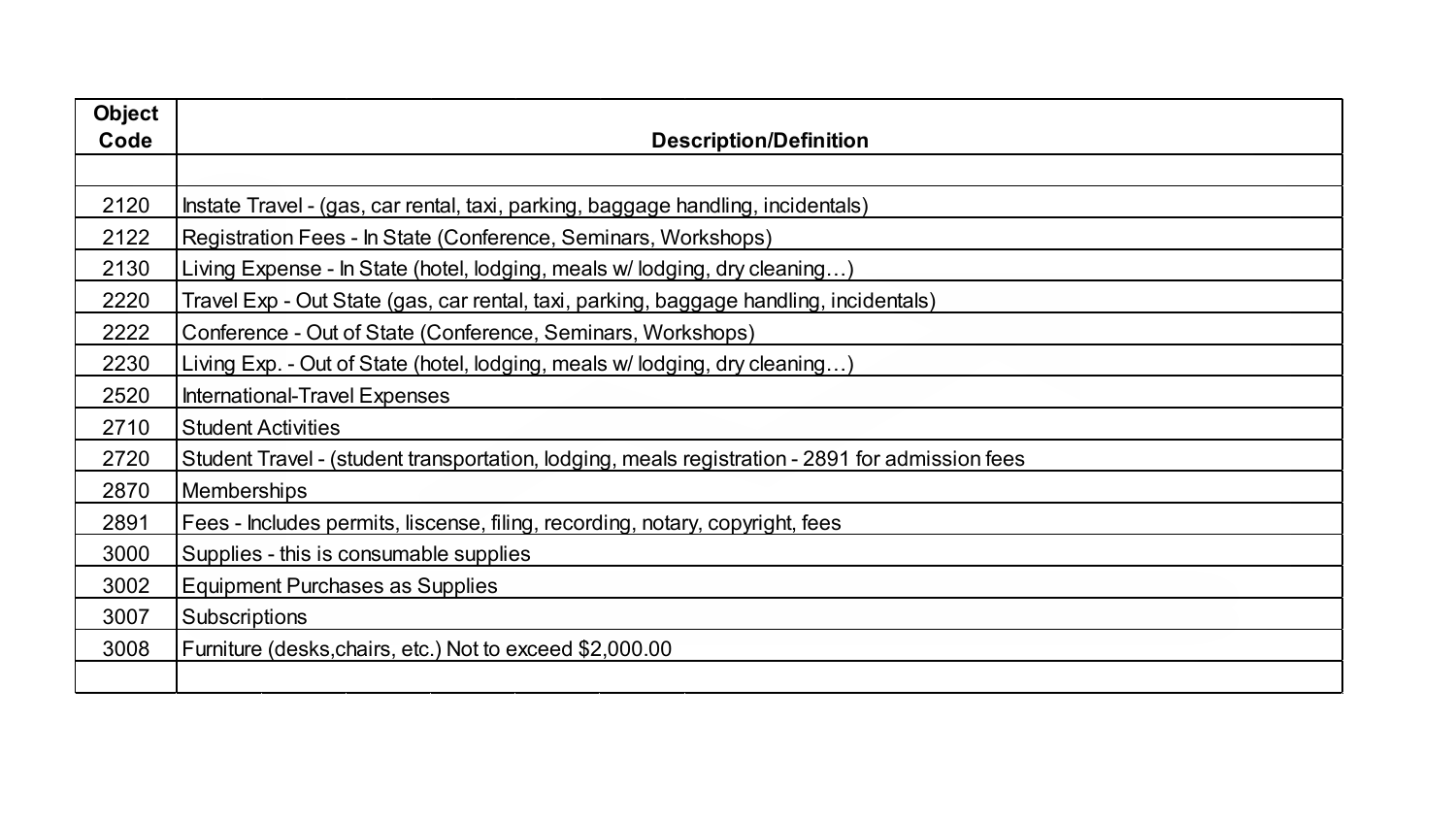| Object Code | Description/Definition |
|---|---|
| | |
| 2120 | Instate Travel - (gas, car rental, taxi, parking, baggage handling, incidentals) |
| 2122 | Registration Fees - In State (Conference, Seminars, Workshops) |
| 2130 | Living Expense - In State (hotel, lodging, meals w/ lodging, dry cleaning…) |
| 2220 | Travel Exp - Out State (gas, car rental, taxi, parking, baggage handling, incidentals) |
| 2222 | Conference - Out of State (Conference, Seminars, Workshops) |
| 2230 | Living Exp. - Out of State (hotel, lodging, meals w/ lodging, dry cleaning…) |
| 2520 | International-Travel Expenses |
| 2710 | Student Activities |
| 2720 | Student Travel - (student transportation, lodging, meals registration - 2891 for admission fees |
| 2870 | Memberships |
| 2891 | Fees - Includes permits, liscense, filing, recording, notary, copyright, fees |
| 3000 | Supplies - this is consumable supplies |
| 3002 | Equipment Purchases as Supplies |
| 3007 | Subscriptions |
| 3008 | Furniture (desks,chairs, etc.) Not to exceed $2,000.00 |
| | |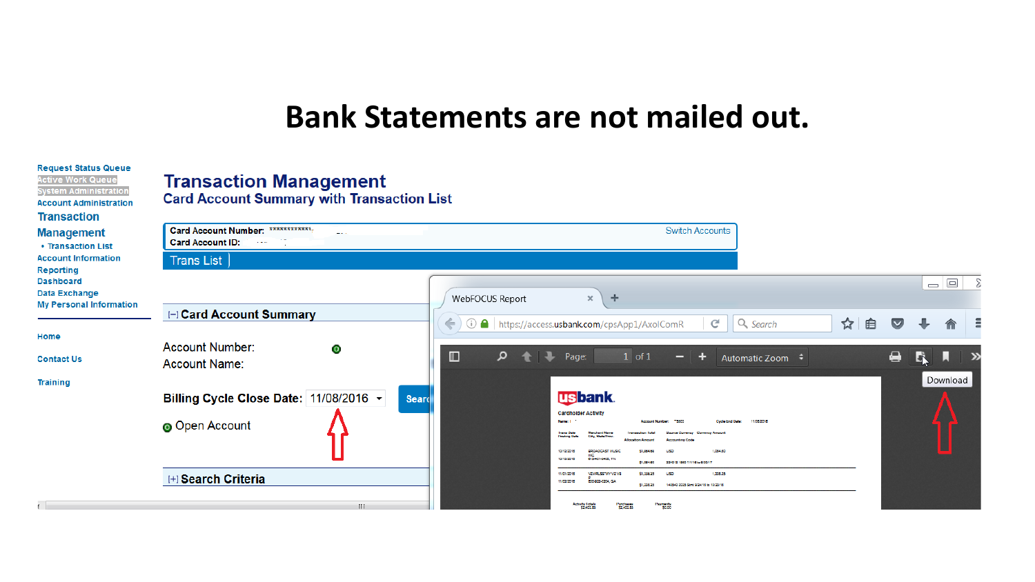# Bank Statements are not mailed out.

Request Status Queue
Active Work Queue
System Administration
Account Administration
Transaction Management
- Transaction List

Account Information
Reporting
Dashboard
Data Exchange
My Personal Information

Home

Contact Us

Training

## Transaction Management

### Card Account Summary with Transaction List

**Card Account Number:** ************

**Card Account ID:**

Switch Accounts

Trans List

**[-] Card Account Summary**

Account Number:

Account Name:

**Billing Cycle Close Date:** 11/08/2016

Search

Open Account

**[+] Search Criteria**

WebFOCUS Report

https://access.usbank.com/cpsApp1/AxolComR

Page: 1 of 1

Automatic Zoom

Download

usbank

Cardholder Activity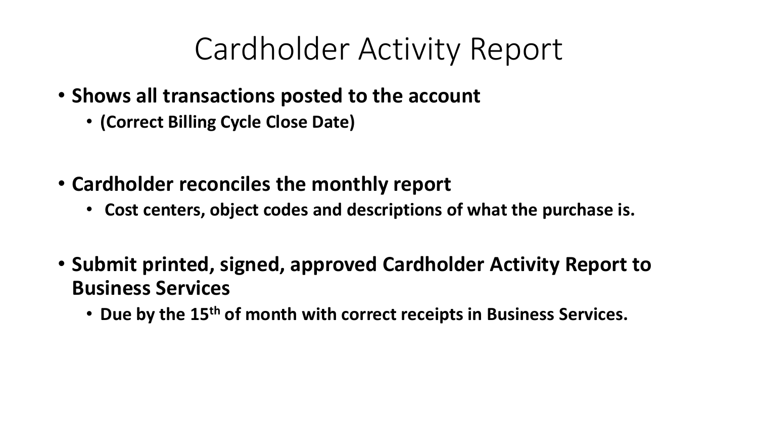# Cardholder Activity Report

- **Shows all transactions posted to the account**
  - **(Correct Billing Cycle Close Date)**

- **Cardholder reconciles the monthly report**
  - **Cost centers, object codes and descriptions of what the purchase is.**

- **Submit printed, signed, approved Cardholder Activity Report to Business Services**
  - **Due by the 15th of month with correct receipts in Business Services.**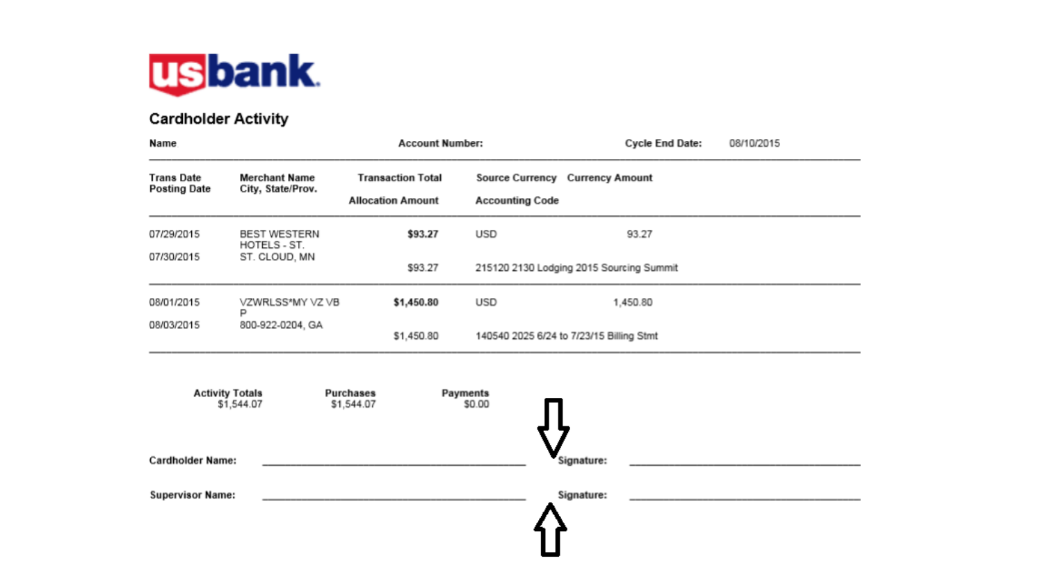**usbank**

## Cardholder Activity

**Name** **Account Number:** **Cycle End Date:** 08/10/2015

| Trans Date / Posting Date | Merchant Name / City, State/Prov. | Transaction Total / Allocation Amount | Source Currency / Accounting Code | Currency Amount |
|---|---|---|---|---|
| 07/29/2015 | BEST WESTERN HOTELS - ST. | **$93.27** | USD | 93.27 |
| 07/30/2015 | ST. CLOUD, MN | $93.27 | 215120 2130 Lodging 2015 Sourcing Summit | |
| 08/01/2015 | VZWRLSS*MY VZ VB P | **$1,450.80** | USD | 1,450.80 |
| 08/03/2015 | 800-922-0204, GA | $1,450.80 | 140540 2025 6/24 to 7/23/15 Billing Stmt | |

| Activity Totals | Purchases | Payments |
|---|---|---|
| $1,544.07 | $1,544.07 | $0.00 |

**Cardholder Name:** ______________________ **Signature:** ______________________

**Supervisor Name:** ______________________ **Signature:** ______________________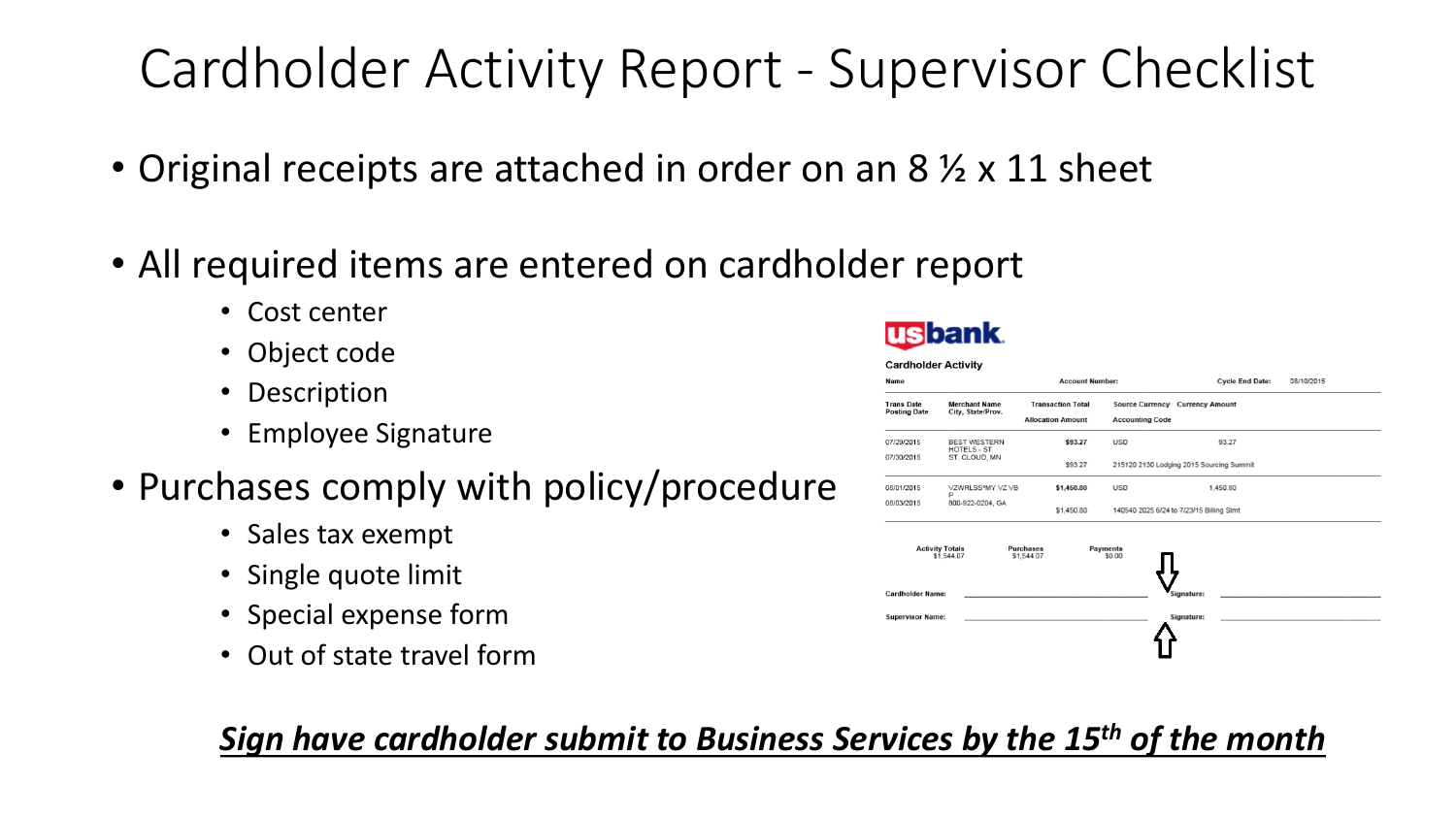# Cardholder Activity Report - Supervisor Checklist

- Original receipts are attached in order on an 8 ½ x 11 sheet
- All required items are entered on cardholder report
  - Cost center
  - Object code
  - Description
  - Employee Signature
- Purchases comply with policy/procedure
  - Sales tax exempt
  - Single quote limit
  - Special expense form
  - Out of state travel form

**usbank.**

**Cardholder Activity**

| Name | | Account Number: | | Cycle End Date: 08/10/2015 |
|---|---|---|---|---|
| **Trans Date / Posting Date** | **Merchant Name / City, State/Prov.** | **Transaction Total / Allocation Amount** | **Source Currency / Accounting Code** | **Currency Amount** |
| 07/29/2015 / 07/30/2015 | BEST WESTERN HOTELS - ST ST. CLOUD, MN | $93.27 / $93.27 | USD / 215120 2130 Lodging 2015 Sourcing Summit | 93.27 |
| 08/01/2015 / 08/03/2015 | VZWRLSS*MY VZ VB P 800-922-0204, GA | $1,450.80 / $1,450.80 | USD / 140540 2025 6/24 to 7/23/15 Billing Stmt | 1,450.80 |

| Activity Totals | Purchases | Payments |
|---|---|---|
| $1,544.07 | $1,544.07 | $0.00 |

Cardholder Name: ____________________ Signature: ____________________

Supervisor Name: ____________________ Signature: ____________________

***<u>Sign have cardholder submit to Business Services by the 15th of the month</u>***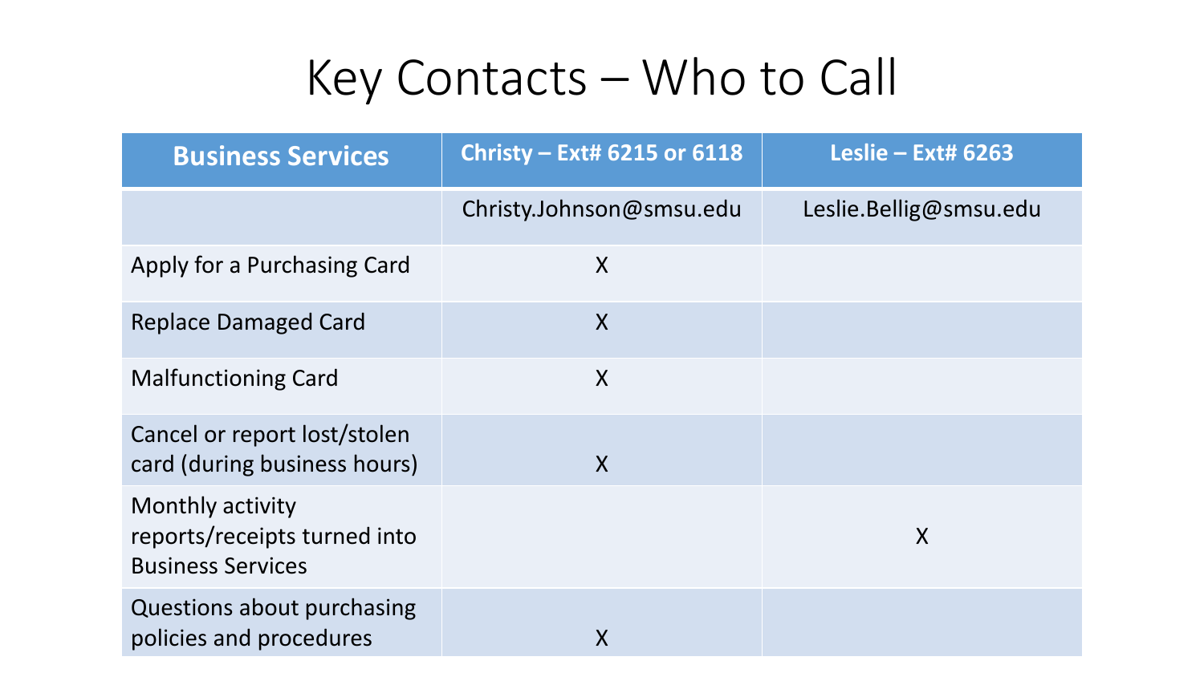# Key Contacts – Who to Call

| Business Services | Christy – Ext# 6215 or 6118 | Leslie – Ext# 6263 |
|---|---|---|
| | Christy.Johnson@smsu.edu | Leslie.Bellig@smsu.edu |
| Apply for a Purchasing Card | X | |
| Replace Damaged Card | X | |
| Malfunctioning Card | X | |
| Cancel or report lost/stolen card (during business hours) | X | |
| Monthly activity reports/receipts turned into Business Services | | X |
| Questions about purchasing policies and procedures | X | |